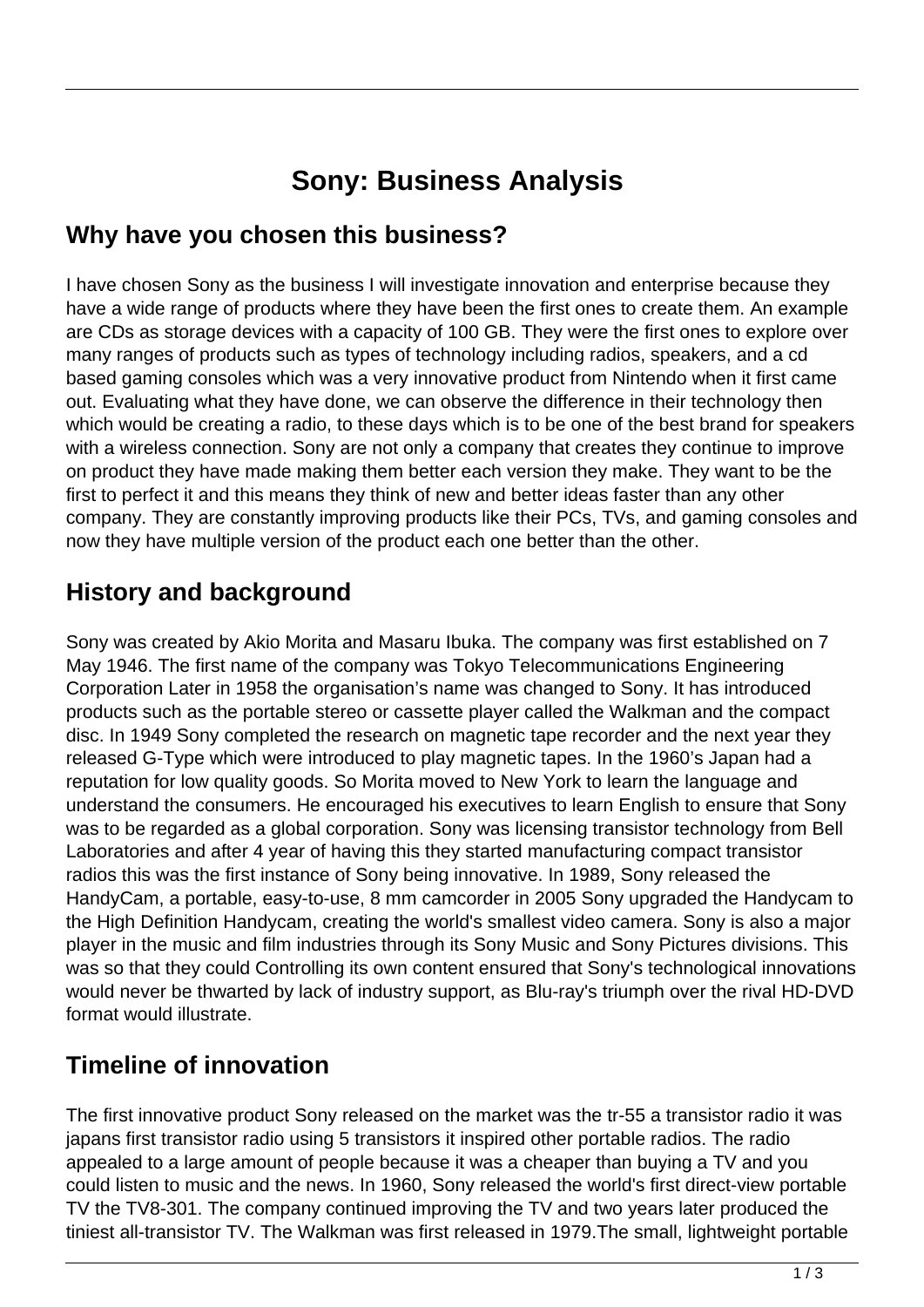# Sony: Business Analysis

## Why have you chosen this business?

I have chosen Sony as the business I will investigate innovation and enterprise because they have a wide range of products where they have been the first ones to create them. An example are CDs as storage devices with a capacity of 100 GB. They were the first ones to explore over many ranges of products such as types of technology including radios, speakers, and a cd based gaming consoles which was a very innovative product from Nintendo when it first came out. Evaluating what they have done, we can observe the difference in their technology then which would be creating a radio, to these days which is to be one of the best brand for speakers with a wireless connection. Sony are not only a company that creates they continue to improve on product they have made making them better each version they make. They want to be the first to perfect it and this means they think of new and better ideas faster than any other company. They are constantly improving products like their PCs, TVs, and gaming consoles and now they have multiple version of the product each one better than the other.

## History and background

Sony was created by Akio Morita and Masaru Ibuka. The company was first established on 7 May 1946. The first name of the company was Tokyo Telecommunications Engineering Corporation Later in 1958 the organisation's name was changed to Sony. It has introduced products such as the portable stereo or cassette player called the Walkman and the compact disc. In 1949 Sony completed the research on magnetic tape recorder and the next year they released G-Type which were introduced to play magnetic tapes. In the 1960's Japan had a reputation for low quality goods. So Morita moved to New York to learn the language and understand the consumers. He encouraged his executives to learn English to ensure that Sony was to be regarded as a global corporation. Sony was licensing transistor technology from Bell Laboratories and after 4 year of having this they started manufacturing compact transistor radios this was the first instance of Sony being innovative. In 1989, Sony released the HandyCam, a portable, easy-to-use, 8 mm camcorder in 2005 Sony upgraded the Handycam to the High Definition Handycam, creating the world's smallest video camera. Sony is also a major player in the music and film industries through its Sony Music and Sony Pictures divisions. This was so that they could Controlling its own content ensured that Sony's technological innovations would never be thwarted by lack of industry support, as Blu-ray's triumph over the rival HD-DVD format would illustrate.

## Timeline of innovation

The first innovative product Sony released on the market was the tr-55 a transistor radio it was japans first transistor radio using 5 transistors it inspired other portable radios. The radio appealed to a large amount of people because it was a cheaper than buying a TV and you could listen to music and the news. In 1960, Sony released the world's first direct-view portable TV the TV8-301. The company continued improving the TV and two years later produced the tiniest all-transistor TV. The Walkman was first released in 1979.The small, lightweight portable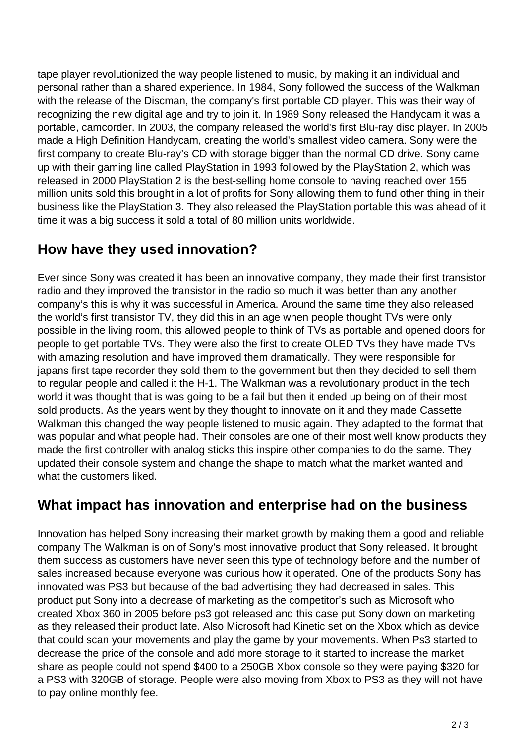tape player revolutionized the way people listened to music, by making it an individual and personal rather than a shared experience. In 1984, Sony followed the success of the Walkman with the release of the Discman, the company's first portable CD player. This was their way of recognizing the new digital age and try to join it. In 1989 Sony released the Handycam it was a portable, camcorder. In 2003, the company released the world's first Blu-ray disc player. In 2005 made a High Definition Handycam, creating the world's smallest video camera. Sony were the first company to create Blu-ray's CD with storage bigger than the normal CD drive. Sony came up with their gaming line called PlayStation in 1993 followed by the PlayStation 2, which was released in 2000 PlayStation 2 is the best-selling home console to having reached over 155 million units sold this brought in a lot of profits for Sony allowing them to fund other thing in their business like the PlayStation 3. They also released the PlayStation portable this was ahead of it time it was a big success it sold a total of 80 million units worldwide.

## How have they used innovation?

Ever since Sony was created it has been an innovative company, they made their first transistor radio and they improved the transistor in the radio so much it was better than any another company's this is why it was successful in America. Around the same time they also released the world's first transistor TV, they did this in an age when people thought TVs were only possible in the living room, this allowed people to think of TVs as portable and opened doors for people to get portable TVs. They were also the first to create OLED TVs they have made TVs with amazing resolution and have improved them dramatically. They were responsible for japans first tape recorder they sold them to the government but then they decided to sell them to regular people and called it the H-1. The Walkman was a revolutionary product in the tech world it was thought that is was going to be a fail but then it ended up being on of their most sold products. As the years went by they thought to innovate on it and they made Cassette Walkman this changed the way people listened to music again. They adapted to the format that was popular and what people had. Their consoles are one of their most well know products they made the first controller with analog sticks this inspire other companies to do the same. They updated their console system and change the shape to match what the market wanted and what the customers liked.

## What impact has innovation and enterprise had on the business

Innovation has helped Sony increasing their market growth by making them a good and reliable company The Walkman is on of Sony's most innovative product that Sony released. It brought them success as customers have never seen this type of technology before and the number of sales increased because everyone was curious how it operated. One of the products Sony has innovated was PS3 but because of the bad advertising they had decreased in sales. This product put Sony into a decrease of marketing as the competitor's such as Microsoft who created Xbox 360 in 2005 before ps3 got released and this case put Sony down on marketing as they released their product late. Also Microsoft had Kinetic set on the Xbox which as device that could scan your movements and play the game by your movements. When Ps3 started to decrease the price of the console and add more storage to it started to increase the market share as people could not spend $400 to a 250GB Xbox console so they were paying $320 for a PS3 with 320GB of storage. People were also moving from Xbox to PS3 as they will not have to pay online monthly fee.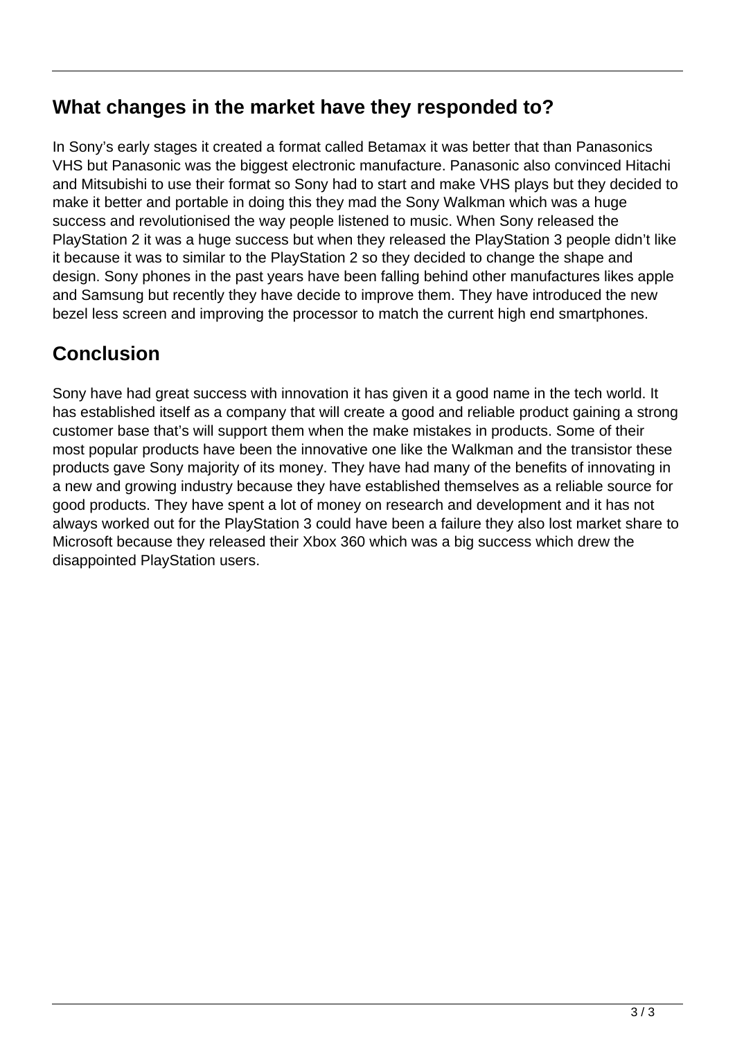## What changes in the market have they responded to?

In Sony's early stages it created a format called Betamax it was better that than Panasonics VHS but Panasonic was the biggest electronic manufacture. Panasonic also convinced Hitachi and Mitsubishi to use their format so Sony had to start and make VHS plays but they decided to make it better and portable in doing this they mad the Sony Walkman which was a huge success and revolutionised the way people listened to music. When Sony released the PlayStation 2 it was a huge success but when they released the PlayStation 3 people didn't like it because it was to similar to the PlayStation 2 so they decided to change the shape and design. Sony phones in the past years have been falling behind other manufactures likes apple and Samsung but recently they have decide to improve them. They have introduced the new bezel less screen and improving the processor to match the current high end smartphones.

## Conclusion

Sony have had great success with innovation it has given it a good name in the tech world. It has established itself as a company that will create a good and reliable product gaining a strong customer base that's will support them when the make mistakes in products. Some of their most popular products have been the innovative one like the Walkman and the transistor these products gave Sony majority of its money. They have had many of the benefits of innovating in a new and growing industry because they have established themselves as a reliable source for good products. They have spent a lot of money on research and development and it has not always worked out for the PlayStation 3 could have been a failure they also lost market share to Microsoft because they released their Xbox 360 which was a big success which drew the disappointed PlayStation users.